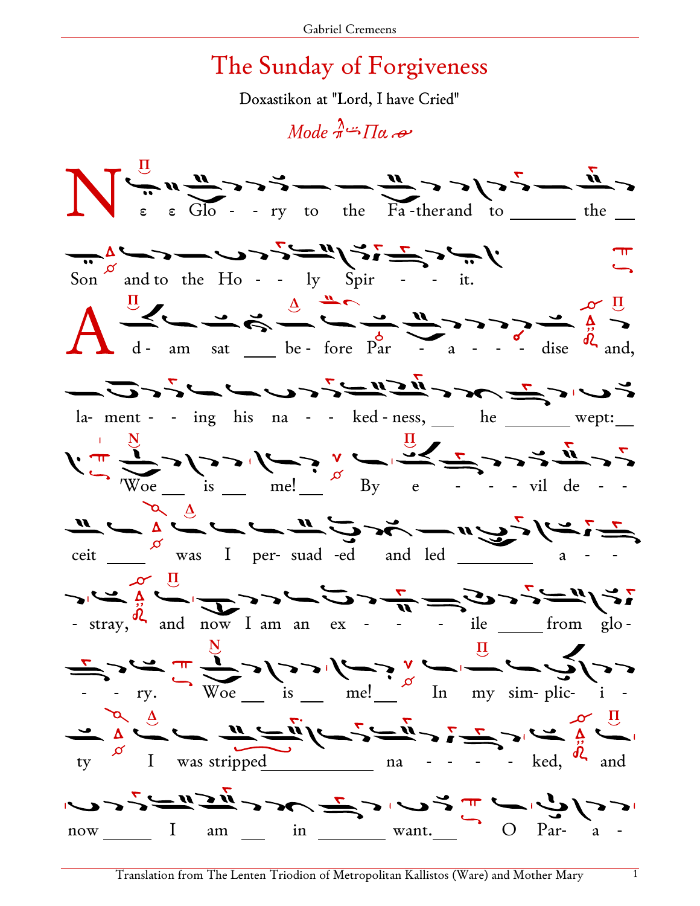# The Sunday of Forgiveness

Doxastikon at "Lord, I have Cried"

*Mode Πα*

N ε ε Glo - - ry to the Fa-ther and to the Son and to the Ho - - ly Spir - - it.

A d- am sat before Par - a - - - dise and, la- ment - - ing his na - - ked-ness, he wept: 'Woe is me! By e - - - - vil de - - ceit was I per- suad -ed and led a - - - stray, and now I am an ex - - - - ile from glo - - - ry. Woe is me! In my sim- plic- i - ty I was stripped na - - - - - ked, and now I am in want. O Par- a -

Translation from The Lenten Triodion of Metropolitan Kallistos (Ware) and Mother Mary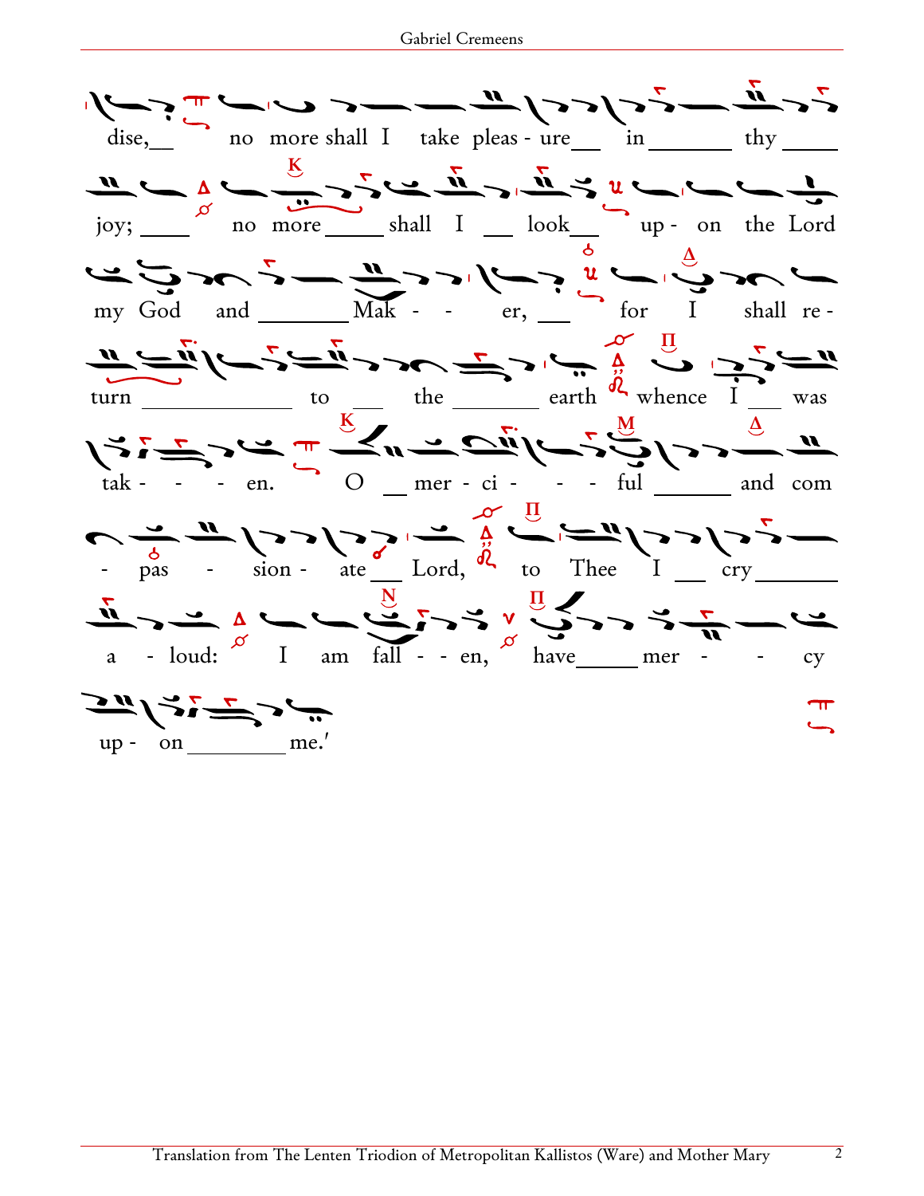dise, no more shall I take pleas - ure in thy

joy; no more shall I look up - on the Lord

my God and Mak - - er, for I shall re -

turn to the earth whence I was

tak - - - en. O mer - ci - - - ful and com

- pas - sion - ate Lord, to Thee I cry

a - loud: I am fall - - en, have mer - - cy

up - on me.'

Translation from The Lenten Triodion of Metropolitan Kallistos (Ware) and Mother Mary